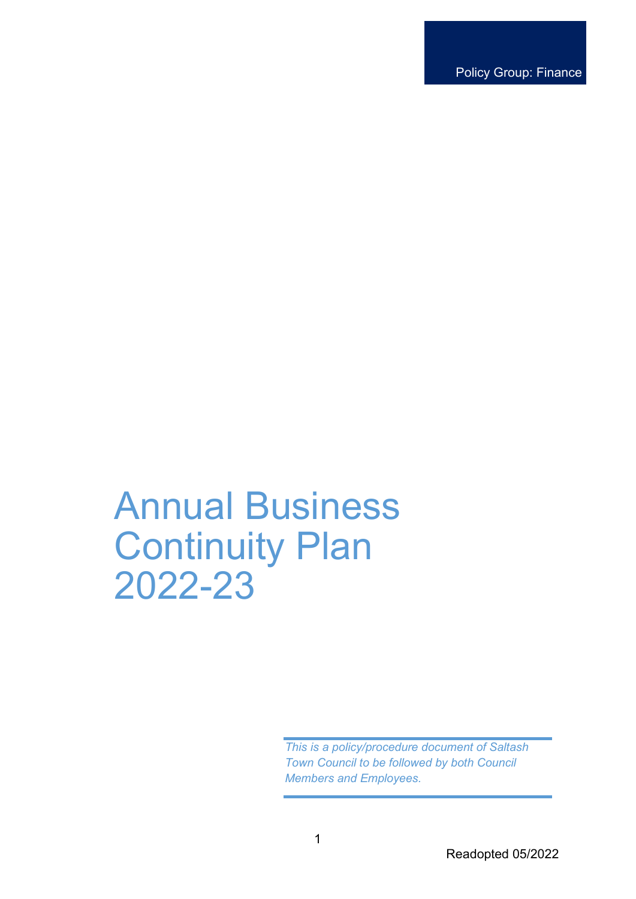Policy Group: Finance

# Annual Business Continuity Plan 2022-23

*This is a policy/procedure document of Saltash Town Council to be followed by both Council Members and Employees.*

Readopted 05/2022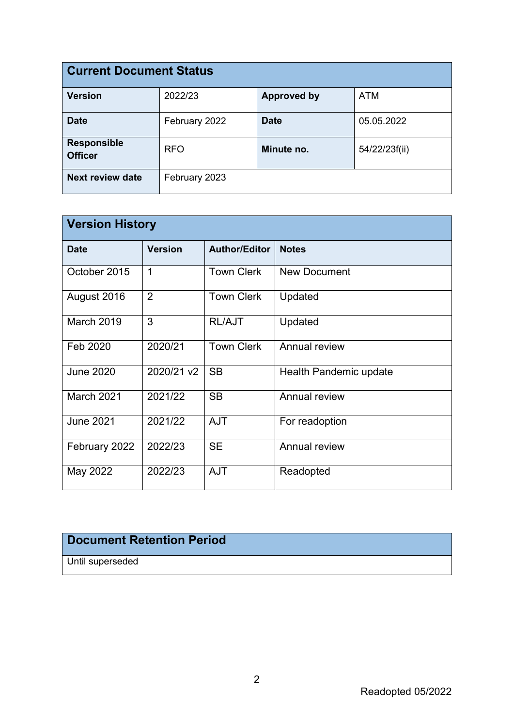| Current Document Status | | | |
|---|---|---|---|
| **Version** | 2022/23 | **Approved by** | ATM |
| **Date** | February 2022 | **Date** | 05.05.2022 |
| **Responsible Officer** | RFO | **Minute no.** | 54/22/23f(ii) |
| **Next review date** | February 2023 | | |

| Version History | | | |
|---|---|---|---|
| **Date** | **Version** | **Author/Editor** | **Notes** |
| October 2015 | 1 | Town Clerk | New Document |
| August 2016 | 2 | Town Clerk | Updated |
| March 2019 | 3 | RL/AJT | Updated |
| Feb 2020 | 2020/21 | Town Clerk | Annual review |
| June 2020 | 2020/21 v2 | SB | Health Pandemic update |
| March 2021 | 2021/22 | SB | Annual review |
| June 2021 | 2021/22 | AJT | For readoption |
| February 2022 | 2022/23 | SE | Annual review |
| May 2022 | 2022/23 | AJT | Readopted |

| Document Retention Period |
|---|
| Until superseded |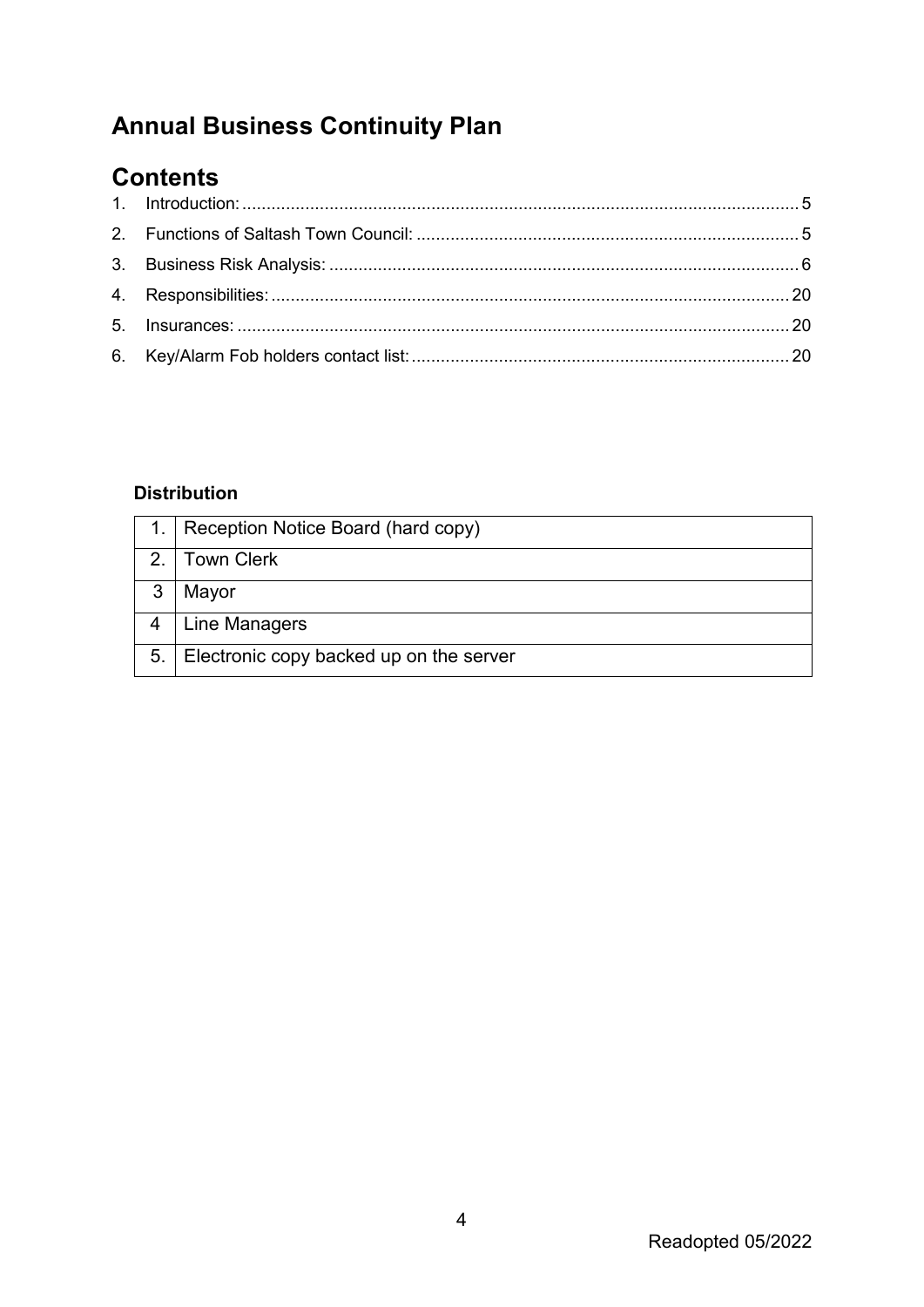# Annual Business Continuity Plan

## Contents

1. Introduction: .......... 5
2. Functions of Saltash Town Council: .......... 5
3. Business Risk Analysis: .......... 6
4. Responsibilities: .......... 20
5. Insurances: .......... 20
6. Key/Alarm Fob holders contact list: .......... 20

### Distribution

| | |
|---|---|
| 1. | Reception Notice Board (hard copy) |
| 2. | Town Clerk |
| 3 | Mayor |
| 4 | Line Managers |
| 5. | Electronic copy backed up on the server |

Readopted 05/2022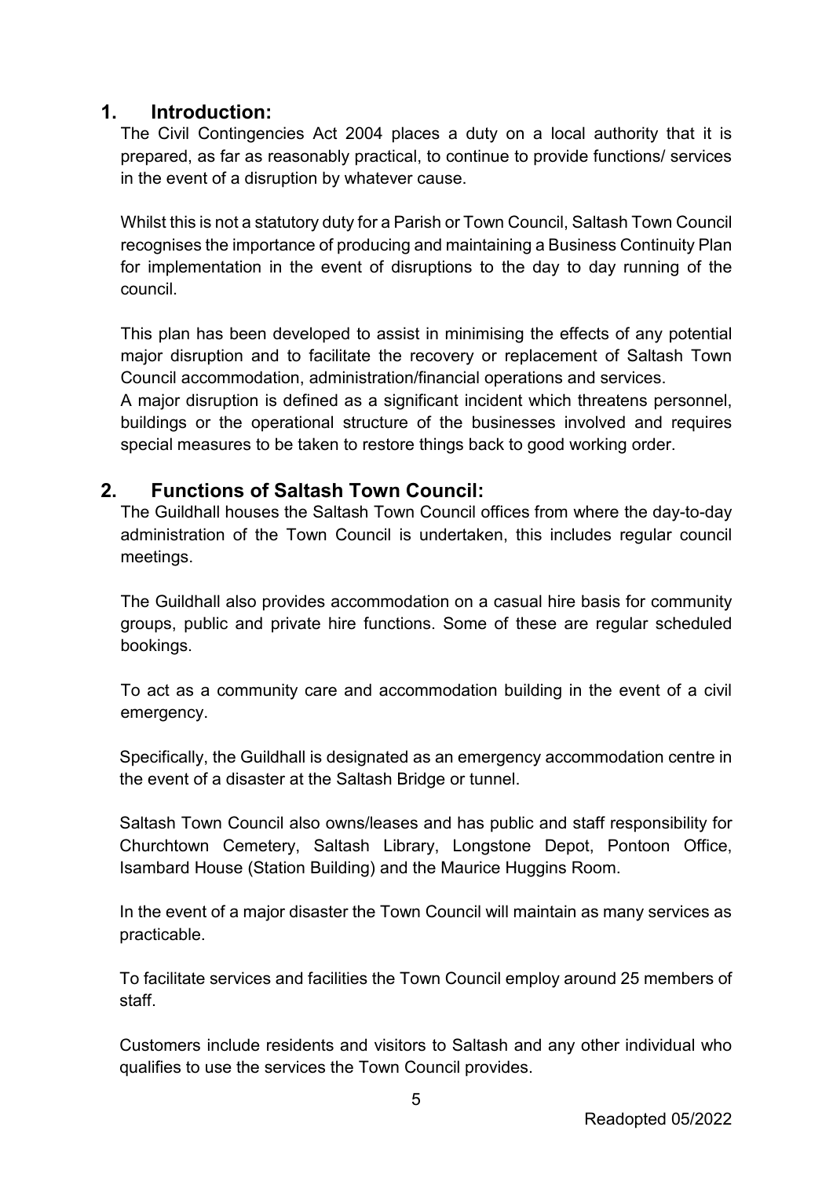## 1. Introduction:

The Civil Contingencies Act 2004 places a duty on a local authority that it is prepared, as far as reasonably practical, to continue to provide functions/ services in the event of a disruption by whatever cause.

Whilst this is not a statutory duty for a Parish or Town Council, Saltash Town Council recognises the importance of producing and maintaining a Business Continuity Plan for implementation in the event of disruptions to the day to day running of the council.

This plan has been developed to assist in minimising the effects of any potential major disruption and to facilitate the recovery or replacement of Saltash Town Council accommodation, administration/financial operations and services.

A major disruption is defined as a significant incident which threatens personnel, buildings or the operational structure of the businesses involved and requires special measures to be taken to restore things back to good working order.

## 2. Functions of Saltash Town Council:

The Guildhall houses the Saltash Town Council offices from where the day-to-day administration of the Town Council is undertaken, this includes regular council meetings.

The Guildhall also provides accommodation on a casual hire basis for community groups, public and private hire functions. Some of these are regular scheduled bookings.

To act as a community care and accommodation building in the event of a civil emergency.

Specifically, the Guildhall is designated as an emergency accommodation centre in the event of a disaster at the Saltash Bridge or tunnel.

Saltash Town Council also owns/leases and has public and staff responsibility for Churchtown Cemetery, Saltash Library, Longstone Depot, Pontoon Office, Isambard House (Station Building) and the Maurice Huggins Room.

In the event of a major disaster the Town Council will maintain as many services as practicable.

To facilitate services and facilities the Town Council employ around 25 members of staff.

Customers include residents and visitors to Saltash and any other individual who qualifies to use the services the Town Council provides.

Readopted 05/2022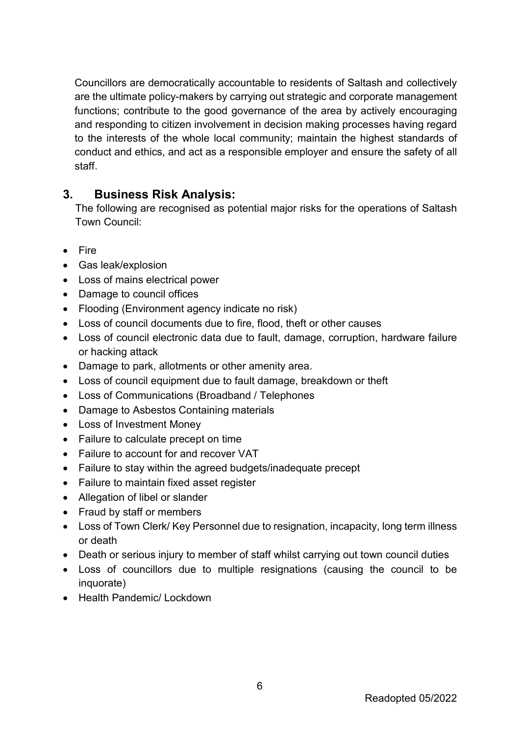Councillors are democratically accountable to residents of Saltash and collectively are the ultimate policy-makers by carrying out strategic and corporate management functions; contribute to the good governance of the area by actively encouraging and responding to citizen involvement in decision making processes having regard to the interests of the whole local community; maintain the highest standards of conduct and ethics, and act as a responsible employer and ensure the safety of all staff.

## 3. Business Risk Analysis:

The following are recognised as potential major risks for the operations of Saltash Town Council:

- Fire
- Gas leak/explosion
- Loss of mains electrical power
- Damage to council offices
- Flooding (Environment agency indicate no risk)
- Loss of council documents due to fire, flood, theft or other causes
- Loss of council electronic data due to fault, damage, corruption, hardware failure or hacking attack
- Damage to park, allotments or other amenity area.
- Loss of council equipment due to fault damage, breakdown or theft
- Loss of Communications (Broadband / Telephones
- Damage to Asbestos Containing materials
- Loss of Investment Money
- Failure to calculate precept on time
- Failure to account for and recover VAT
- Failure to stay within the agreed budgets/inadequate precept
- Failure to maintain fixed asset register
- Allegation of libel or slander
- Fraud by staff or members
- Loss of Town Clerk/ Key Personnel due to resignation, incapacity, long term illness or death
- Death or serious injury to member of staff whilst carrying out town council duties
- Loss of councillors due to multiple resignations (causing the council to be inquorate)
- Health Pandemic/ Lockdown

Readopted 05/2022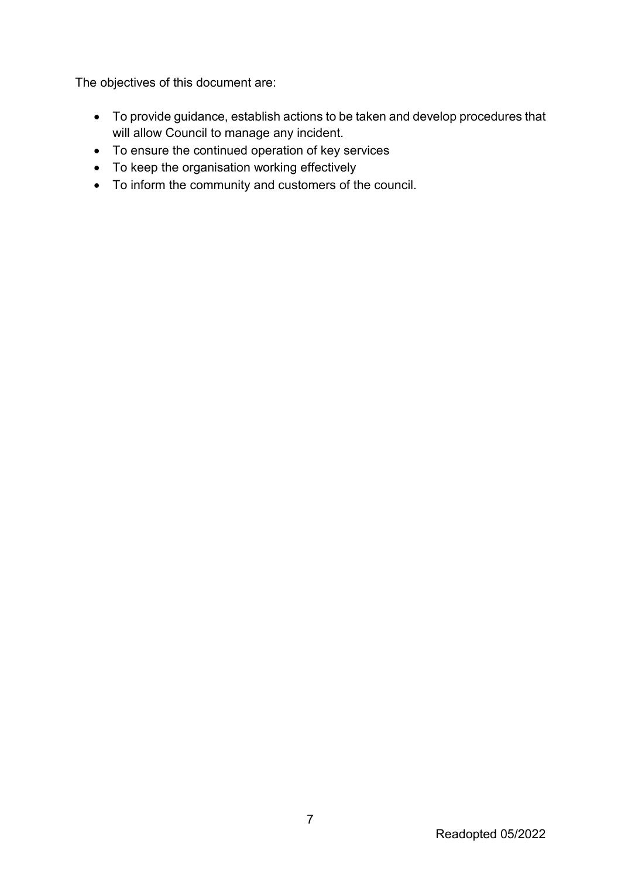The objectives of this document are:

- To provide guidance, establish actions to be taken and develop procedures that will allow Council to manage any incident.
- To ensure the continued operation of key services
- To keep the organisation working effectively
- To inform the community and customers of the council.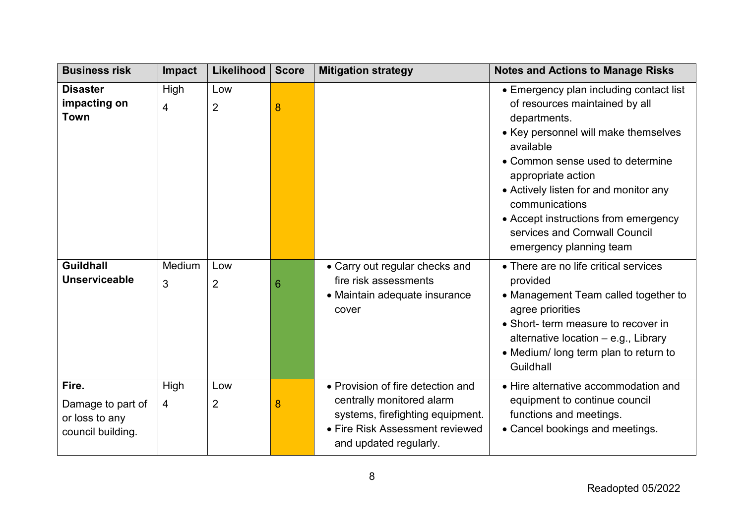| Business risk | Impact | Likelihood | Score | Mitigation strategy | Notes and Actions to Manage Risks |
|---|---|---|---|---|---|
| **Disaster impacting on Town** | High<br>4 | Low<br>2 | 8 | | • Emergency plan including contact list of resources maintained by all departments.<br>• Key personnel will make themselves available<br>• Common sense used to determine appropriate action<br>• Actively listen for and monitor any communications<br>• Accept instructions from emergency services and Cornwall Council emergency planning team |
| **Guildhall Unserviceable** | Medium<br>3 | Low<br>2 | 6 | • Carry out regular checks and fire risk assessments<br>• Maintain adequate insurance cover | • There are no life critical services provided<br>• Management Team called together to agree priorities<br>• Short- term measure to recover in alternative location – e.g., Library<br>• Medium/ long term plan to return to Guildhall |
| **Fire.**<br>Damage to part of or loss to any council building. | High<br>4 | Low<br>2 | 8 | • Provision of fire detection and centrally monitored alarm systems, firefighting equipment.<br>• Fire Risk Assessment reviewed and updated regularly. | • Hire alternative accommodation and equipment to continue council functions and meetings.<br>• Cancel bookings and meetings. |

Readopted 05/2022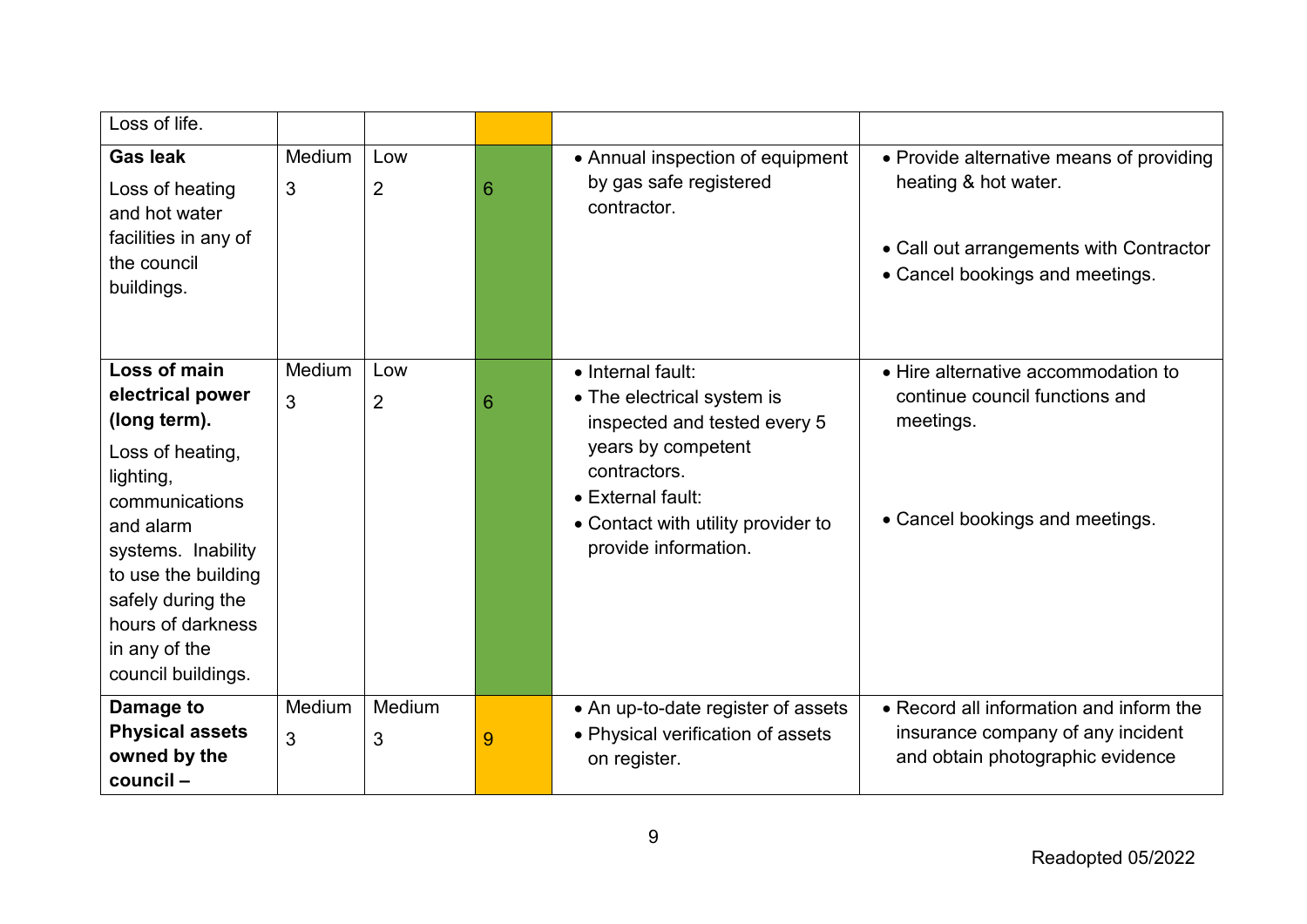| | | | | | |
|---|---|---|---|---|---|
| Loss of life. | | | | | |
| **Gas leak**<br>Loss of heating and hot water facilities in any of the council buildings. | Medium<br>3 | Low<br>2 | 6 | • Annual inspection of equipment by gas safe registered contractor. | • Provide alternative means of providing heating & hot water.<br>• Call out arrangements with Contractor<br>• Cancel bookings and meetings. |
| **Loss of main electrical power (long term).**<br>Loss of heating, lighting, communications and alarm systems. Inability to use the building safely during the hours of darkness in any of the council buildings. | Medium<br>3 | Low<br>2 | 6 | • Internal fault:<br>• The electrical system is inspected and tested every 5 years by competent contractors.<br>• External fault:<br>• Contact with utility provider to provide information. | • Hire alternative accommodation to continue council functions and meetings.<br>• Cancel bookings and meetings. |
| **Damage to Physical assets owned by the council –** | Medium<br>3 | Medium<br>3 | 9 | • An up-to-date register of assets<br>• Physical verification of assets on register. | • Record all information and inform the insurance company of any incident and obtain photographic evidence |

Readopted 05/2022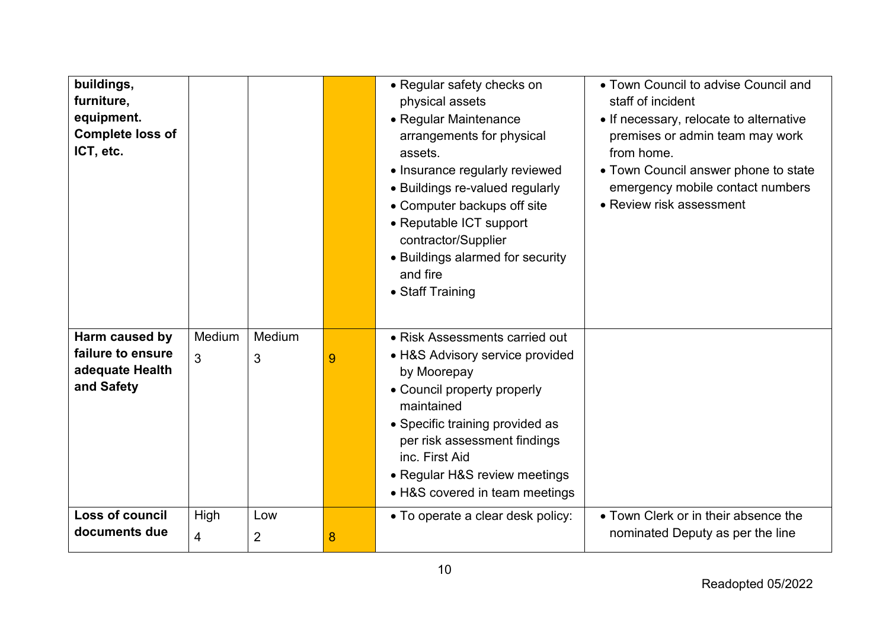| | | | | | |
|---|---|---|---|---|---|
| **buildings, furniture, equipment. Complete loss of ICT, etc.** | | | | • Regular safety checks on physical assets<br>• Regular Maintenance arrangements for physical assets.<br>• Insurance regularly reviewed<br>• Buildings re-valued regularly<br>• Computer backups off site<br>• Reputable ICT support contractor/Supplier<br>• Buildings alarmed for security and fire<br>• Staff Training | • Town Council to advise Council and staff of incident<br>• If necessary, relocate to alternative premises or admin team may work from home.<br>• Town Council answer phone to state emergency mobile contact numbers<br>• Review risk assessment |
| **Harm caused by failure to ensure adequate Health and Safety** | Medium 3 | Medium 3 | 9 | • Risk Assessments carried out<br>• H&S Advisory service provided by Moorepay<br>• Council property properly maintained<br>• Specific training provided as per risk assessment findings inc. First Aid<br>• Regular H&S review meetings<br>• H&S covered in team meetings | |
| **Loss of council documents due** | High 4 | Low 2 | 8 | • To operate a clear desk policy: | • Town Clerk or in their absence the nominated Deputy as per the line |

Readopted 05/2022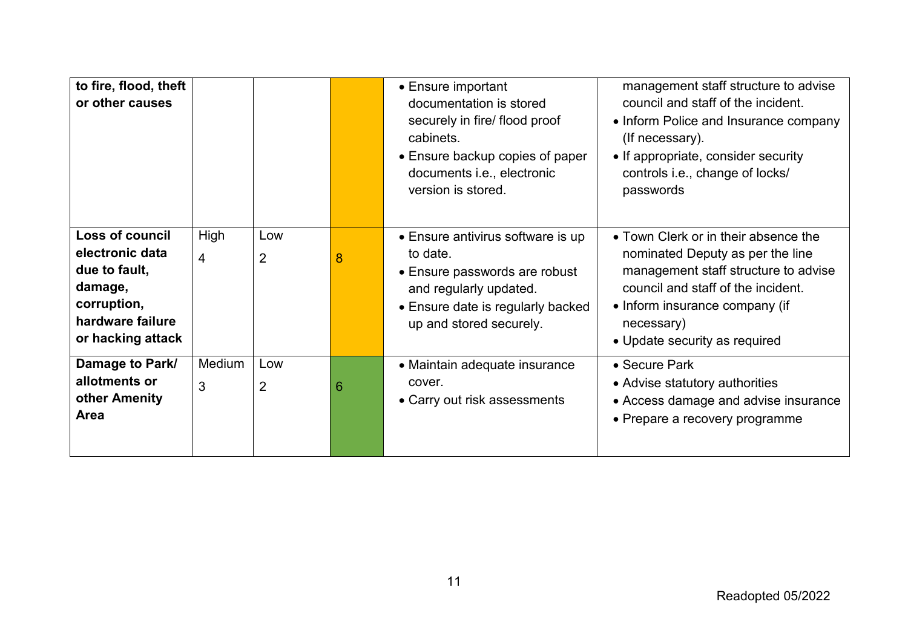| | | | | | |
|---|---|---|---|---|---|
| **to fire, flood, theft or other causes** | | | | • Ensure important documentation is stored securely in fire/ flood proof cabinets.<br>• Ensure backup copies of paper documents i.e., electronic version is stored. | management staff structure to advise council and staff of the incident.<br>• Inform Police and Insurance company (If necessary).<br>• If appropriate, consider security controls i.e., change of locks/ passwords |
| **Loss of council electronic data due to fault, damage, corruption, hardware failure or hacking attack** | High 4 | Low 2 | 8 | • Ensure antivirus software is up to date.<br>• Ensure passwords are robust and regularly updated.<br>• Ensure date is regularly backed up and stored securely. | • Town Clerk or in their absence the nominated Deputy as per the line management staff structure to advise council and staff of the incident.<br>• Inform insurance company (if necessary)<br>• Update security as required |
| **Damage to Park/ allotments or other Amenity Area** | Medium 3 | Low 2 | 6 | • Maintain adequate insurance cover.<br>• Carry out risk assessments | • Secure Park<br>• Advise statutory authorities<br>• Access damage and advise insurance<br>• Prepare a recovery programme |

Readopted 05/2022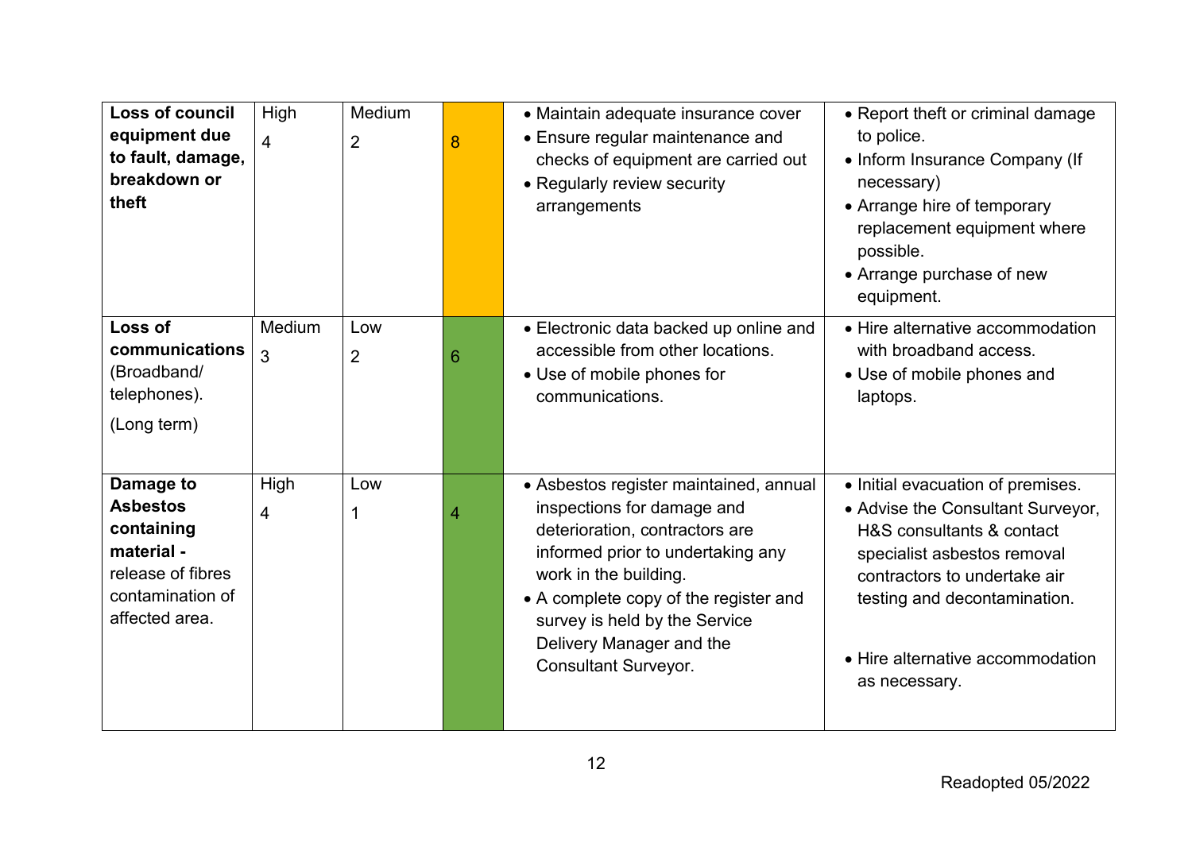| | | | | | |
|---|---|---|---|---|---|
| **Loss of council equipment due to fault, damage, breakdown or theft** | High 4 | Medium 2 | 8 | • Maintain adequate insurance cover<br>• Ensure regular maintenance and checks of equipment are carried out<br>• Regularly review security arrangements | • Report theft or criminal damage to police.<br>• Inform Insurance Company (If necessary)<br>• Arrange hire of temporary replacement equipment where possible.<br>• Arrange purchase of new equipment. |
| **Loss of communications** (Broadband/ telephones). (Long term) | Medium 3 | Low 2 | 6 | • Electronic data backed up online and accessible from other locations.<br>• Use of mobile phones for communications. | • Hire alternative accommodation with broadband access.<br>• Use of mobile phones and laptops. |
| **Damage to Asbestos containing material -** release of fibres contamination of affected area. | High 4 | Low 1 | 4 | • Asbestos register maintained, annual inspections for damage and deterioration, contractors are informed prior to undertaking any work in the building.<br>• A complete copy of the register and survey is held by the Service Delivery Manager and the Consultant Surveyor. | • Initial evacuation of premises.<br>• Advise the Consultant Surveyor, H&S consultants & contact specialist asbestos removal contractors to undertake air testing and decontamination.<br>• Hire alternative accommodation as necessary. |

Readopted 05/2022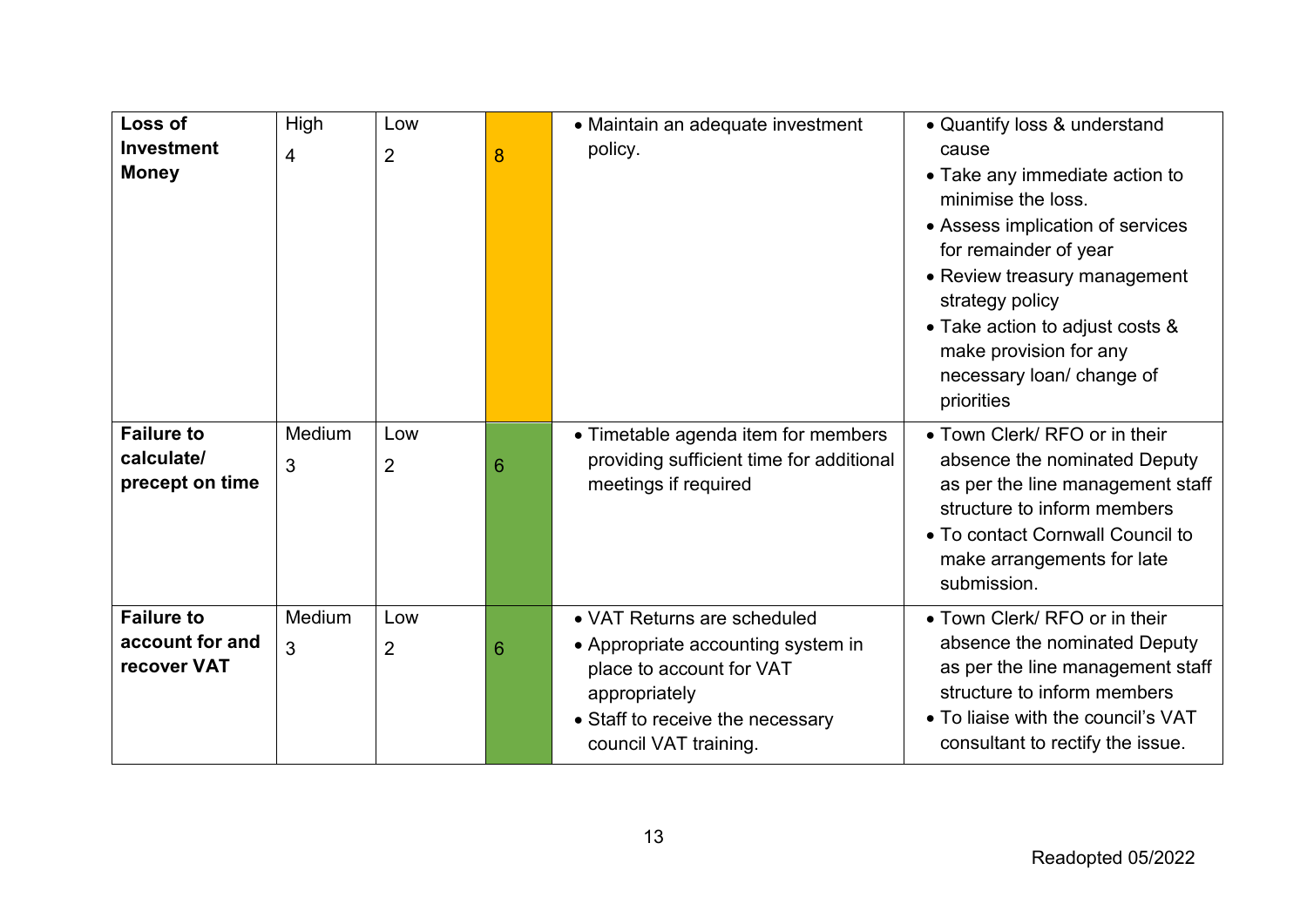| | | | | | |
|---|---|---|---|---|---|
| **Loss of Investment Money** | High<br>4 | Low<br>2 | 8 | • Maintain an adequate investment policy. | • Quantify loss & understand cause<br>• Take any immediate action to minimise the loss.<br>• Assess implication of services for remainder of year<br>• Review treasury management strategy policy<br>• Take action to adjust costs & make provision for any necessary loan/ change of priorities |
| **Failure to calculate/ precept on time** | Medium<br>3 | Low<br>2 | 6 | • Timetable agenda item for members providing sufficient time for additional meetings if required | • Town Clerk/ RFO or in their absence the nominated Deputy as per the line management staff structure to inform members<br>• To contact Cornwall Council to make arrangements for late submission. |
| **Failure to account for and recover VAT** | Medium<br>3 | Low<br>2 | 6 | • VAT Returns are scheduled<br>• Appropriate accounting system in place to account for VAT appropriately<br>• Staff to receive the necessary council VAT training. | • Town Clerk/ RFO or in their absence the nominated Deputy as per the line management staff structure to inform members<br>• To liaise with the council's VAT consultant to rectify the issue. |

Readopted 05/2022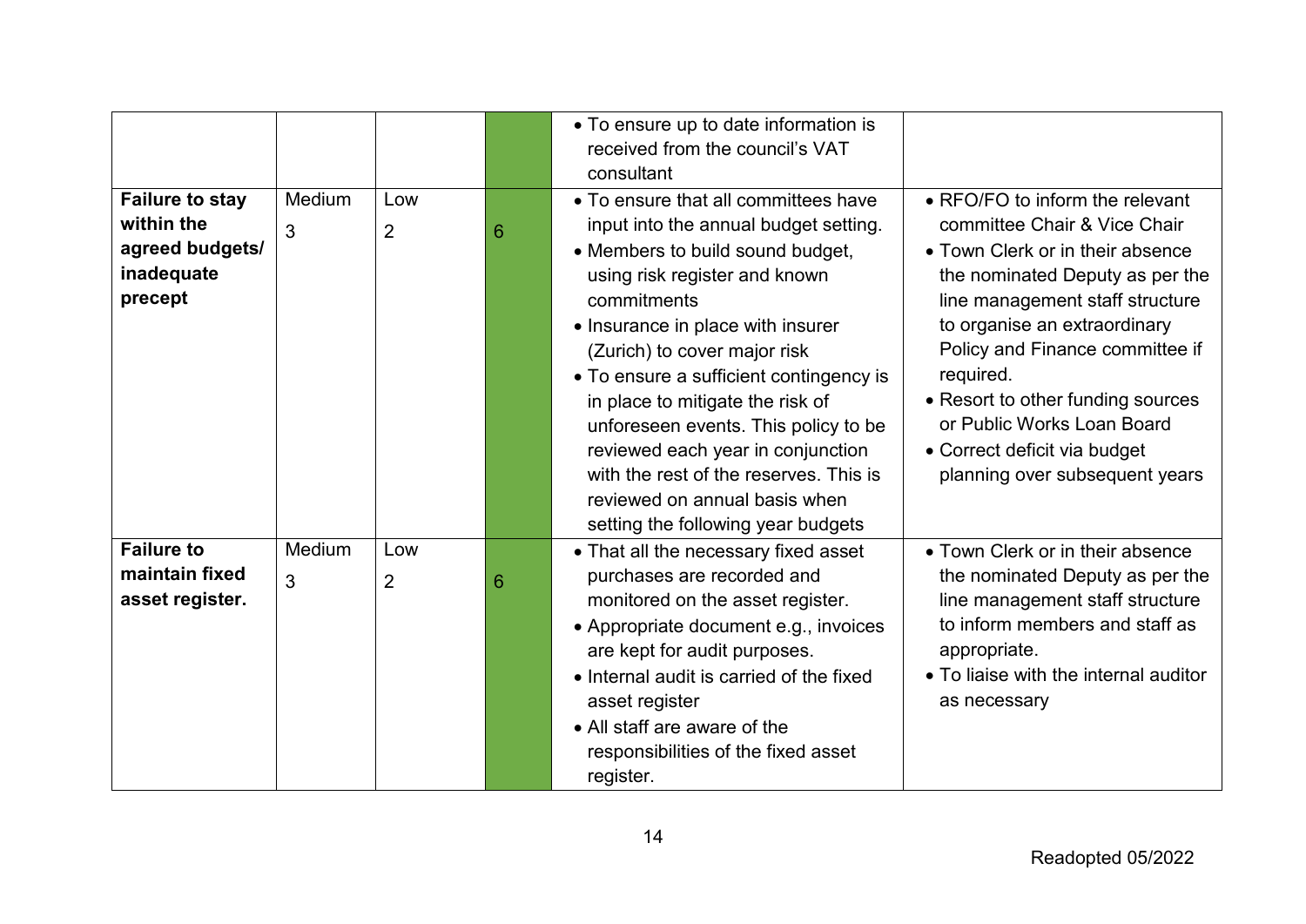| | | | | | |
|---|---|---|---|---|---|
| | | | | • To ensure up to date information is received from the council's VAT consultant | |
| **Failure to stay within the agreed budgets/ inadequate precept** | Medium<br>3 | Low<br>2 | 6 | • To ensure that all committees have input into the annual budget setting.<br>• Members to build sound budget, using risk register and known commitments<br>• Insurance in place with insurer (Zurich) to cover major risk<br>• To ensure a sufficient contingency is in place to mitigate the risk of unforeseen events. This policy to be reviewed each year in conjunction with the rest of the reserves. This is reviewed on annual basis when setting the following year budgets | • RFO/FO to inform the relevant committee Chair & Vice Chair<br>• Town Clerk or in their absence the nominated Deputy as per the line management staff structure to organise an extraordinary Policy and Finance committee if required.<br>• Resort to other funding sources or Public Works Loan Board<br>• Correct deficit via budget planning over subsequent years |
| **Failure to maintain fixed asset register.** | Medium<br>3 | Low<br>2 | 6 | • That all the necessary fixed asset purchases are recorded and monitored on the asset register.<br>• Appropriate document e.g., invoices are kept for audit purposes.<br>• Internal audit is carried of the fixed asset register<br>• All staff are aware of the responsibilities of the fixed asset register. | • Town Clerk or in their absence the nominated Deputy as per the line management staff structure to inform members and staff as appropriate.<br>• To liaise with the internal auditor as necessary |

Readopted 05/2022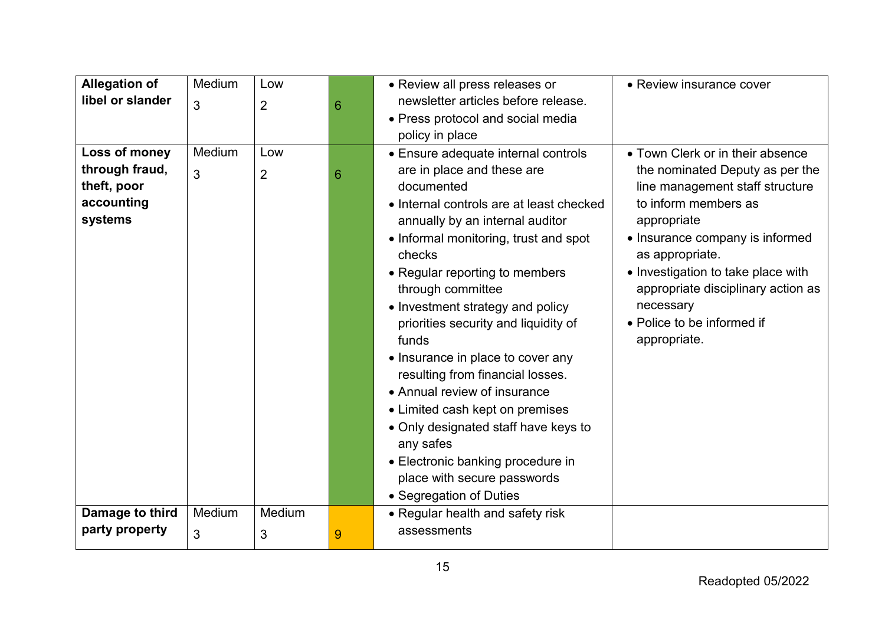| | | | | | |
|---|---|---|---|---|---|
| **Allegation of libel or slander** | Medium<br>3 | Low<br>2 | 6 | • Review all press releases or newsletter articles before release.<br>• Press protocol and social media policy in place | • Review insurance cover |
| **Loss of money through fraud, theft, poor accounting systems** | Medium<br>3 | Low<br>2 | 6 | • Ensure adequate internal controls are in place and these are documented<br>• Internal controls are at least checked annually by an internal auditor<br>• Informal monitoring, trust and spot checks<br>• Regular reporting to members through committee<br>• Investment strategy and policy priorities security and liquidity of funds<br>• Insurance in place to cover any resulting from financial losses.<br>• Annual review of insurance<br>• Limited cash kept on premises<br>• Only designated staff have keys to any safes<br>• Electronic banking procedure in place with secure passwords<br>• Segregation of Duties | • Town Clerk or in their absence the nominated Deputy as per the line management staff structure to inform members as appropriate<br>• Insurance company is informed as appropriate.<br>• Investigation to take place with appropriate disciplinary action as necessary<br>• Police to be informed if appropriate. |
| **Damage to third party property** | Medium<br>3 | Medium<br>3 | 9 | • Regular health and safety risk assessments | |

Readopted 05/2022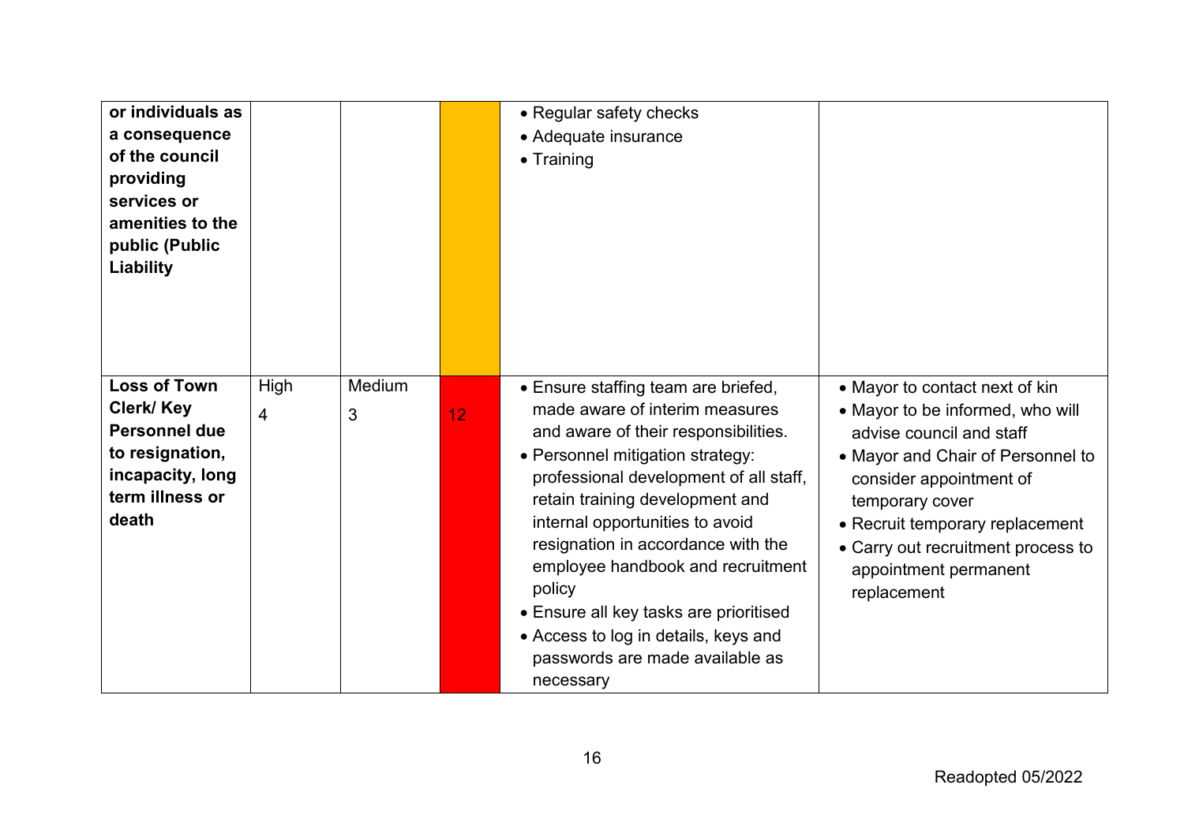| | | | | | |
|---|---|---|---|---|---|
| **or individuals as a consequence of the council providing services or amenities to the public (Public Liability** | | | | • Regular safety checks<br>• Adequate insurance<br>• Training | |
| **Loss of Town Clerk/ Key Personnel due to resignation, incapacity, long term illness or death** | High<br>4 | Medium<br>3 | 12 | • Ensure staffing team are briefed, made aware of interim measures and aware of their responsibilities.<br>• Personnel mitigation strategy: professional development of all staff, retain training development and internal opportunities to avoid resignation in accordance with the employee handbook and recruitment policy<br>• Ensure all key tasks are prioritised<br>• Access to log in details, keys and passwords are made available as necessary | • Mayor to contact next of kin<br>• Mayor to be informed, who will advise council and staff<br>• Mayor and Chair of Personnel to consider appointment of temporary cover<br>• Recruit temporary replacement<br>• Carry out recruitment process to appointment permanent replacement |

Readopted 05/2022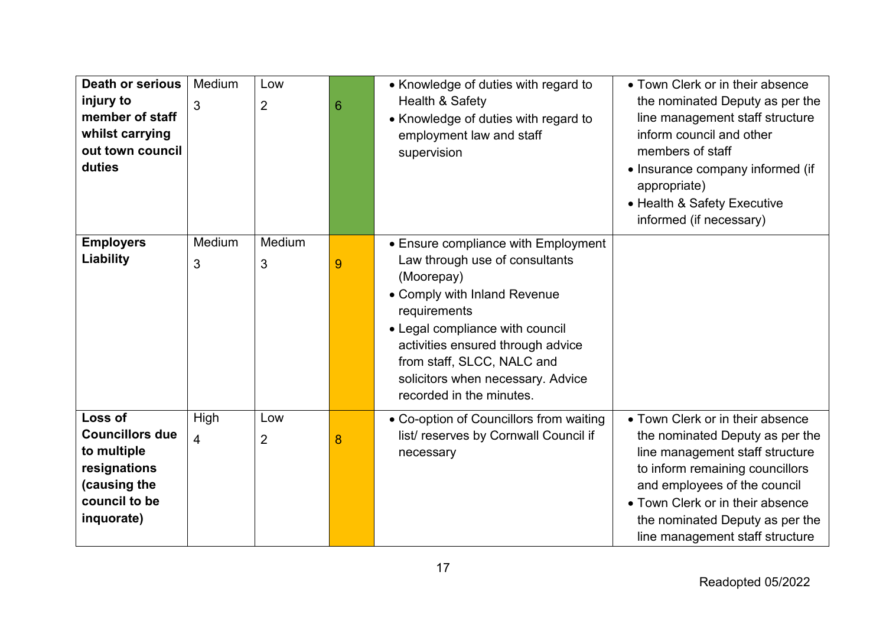| | | | | | |
|---|---|---|---|---|---|
| **Death or serious injury to member of staff whilst carrying out town council duties** | Medium<br>3 | Low<br>2 | 6 | • Knowledge of duties with regard to Health & Safety<br>• Knowledge of duties with regard to employment law and staff supervision | • Town Clerk or in their absence the nominated Deputy as per the line management staff structure inform council and other members of staff<br>• Insurance company informed (if appropriate)<br>• Health & Safety Executive informed (if necessary) |
| **Employers Liability** | Medium<br>3 | Medium<br>3 | 9 | • Ensure compliance with Employment Law through use of consultants (Moorepay)<br>• Comply with Inland Revenue requirements<br>• Legal compliance with council activities ensured through advice from staff, SLCC, NALC and solicitors when necessary. Advice recorded in the minutes. | |
| **Loss of Councillors due to multiple resignations (causing the council to be inquorate)** | High<br>4 | Low<br>2 | 8 | • Co-option of Councillors from waiting list/ reserves by Cornwall Council if necessary | • Town Clerk or in their absence the nominated Deputy as per the line management staff structure to inform remaining councillors and employees of the council<br>• Town Clerk or in their absence the nominated Deputy as per the line management staff structure |

Readopted 05/2022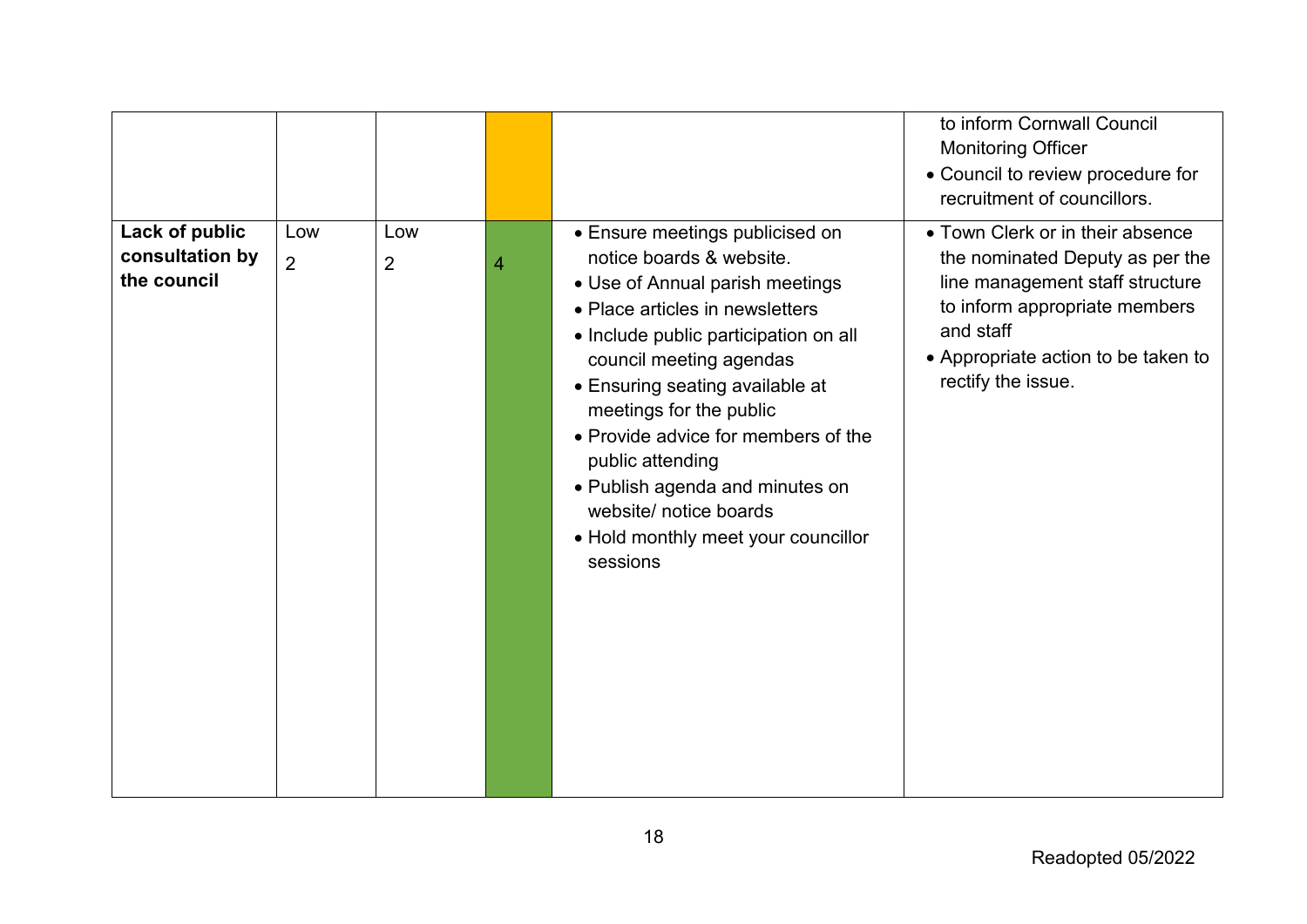| | | | | | |
|---|---|---|---|---|---|
| | | | | | to inform Cornwall Council Monitoring Officer<br>• Council to review procedure for recruitment of councillors. |
| **Lack of public consultation by the council** | Low<br>2 | Low<br>2 | 4 | • Ensure meetings publicised on notice boards & website.<br>• Use of Annual parish meetings<br>• Place articles in newsletters<br>• Include public participation on all council meeting agendas<br>• Ensuring seating available at meetings for the public<br>• Provide advice for members of the public attending<br>• Publish agenda and minutes on website/ notice boards<br>• Hold monthly meet your councillor sessions | • Town Clerk or in their absence the nominated Deputy as per the line management staff structure to inform appropriate members and staff<br>• Appropriate action to be taken to rectify the issue. |

Readopted 05/2022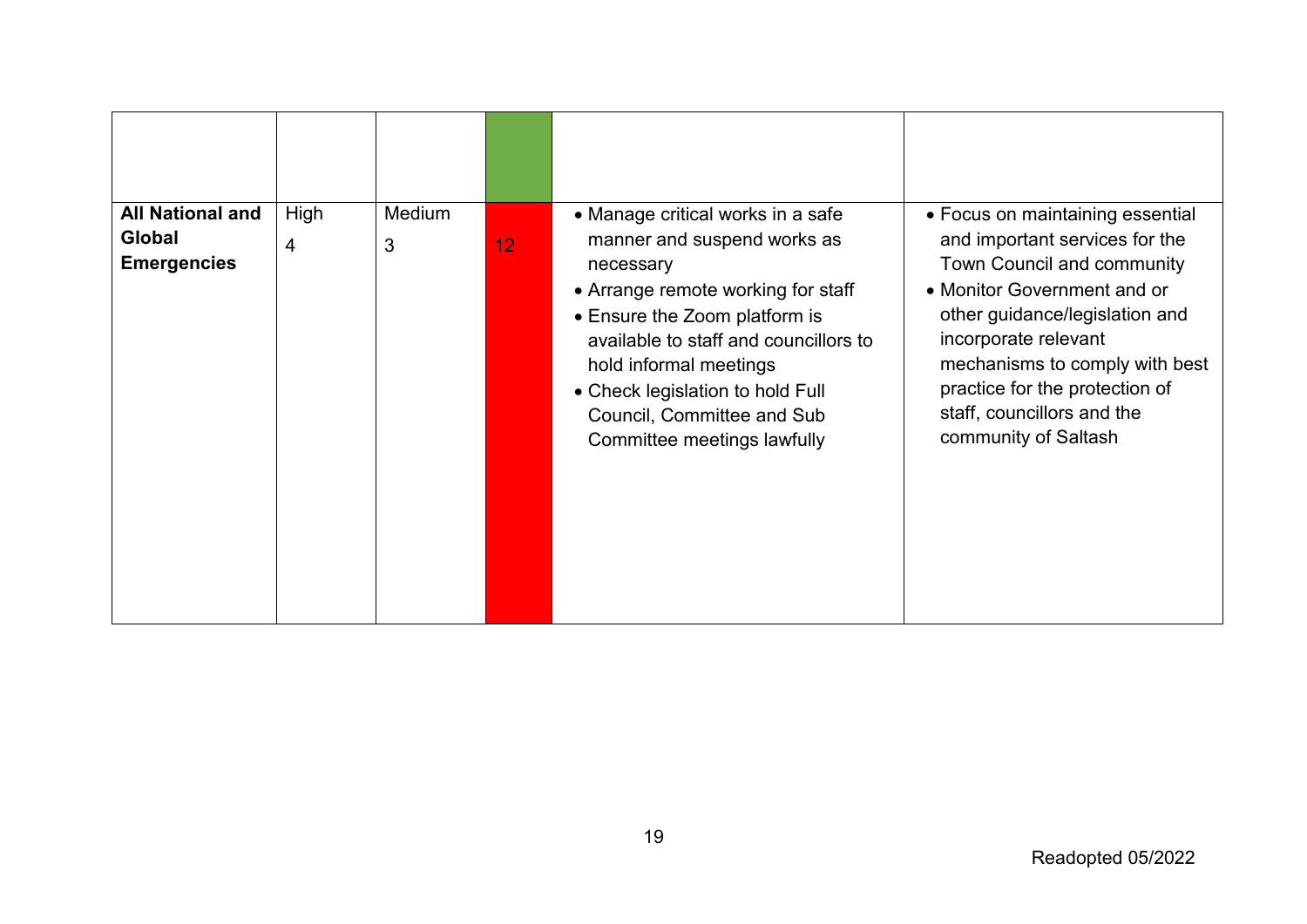| | | | | | |
|---|---|---|---|---|---|
| | | | | | |
| **All National and Global Emergencies** | High<br>4 | Medium<br>3 | 12 | • Manage critical works in a safe manner and suspend works as necessary<br>• Arrange remote working for staff<br>• Ensure the Zoom platform is available to staff and councillors to hold informal meetings<br>• Check legislation to hold Full Council, Committee and Sub Committee meetings lawfully | • Focus on maintaining essential and important services for the Town Council and community<br>• Monitor Government and or other guidance/legislation and incorporate relevant mechanisms to comply with best practice for the protection of staff, councillors and the community of Saltash |

Readopted 05/2022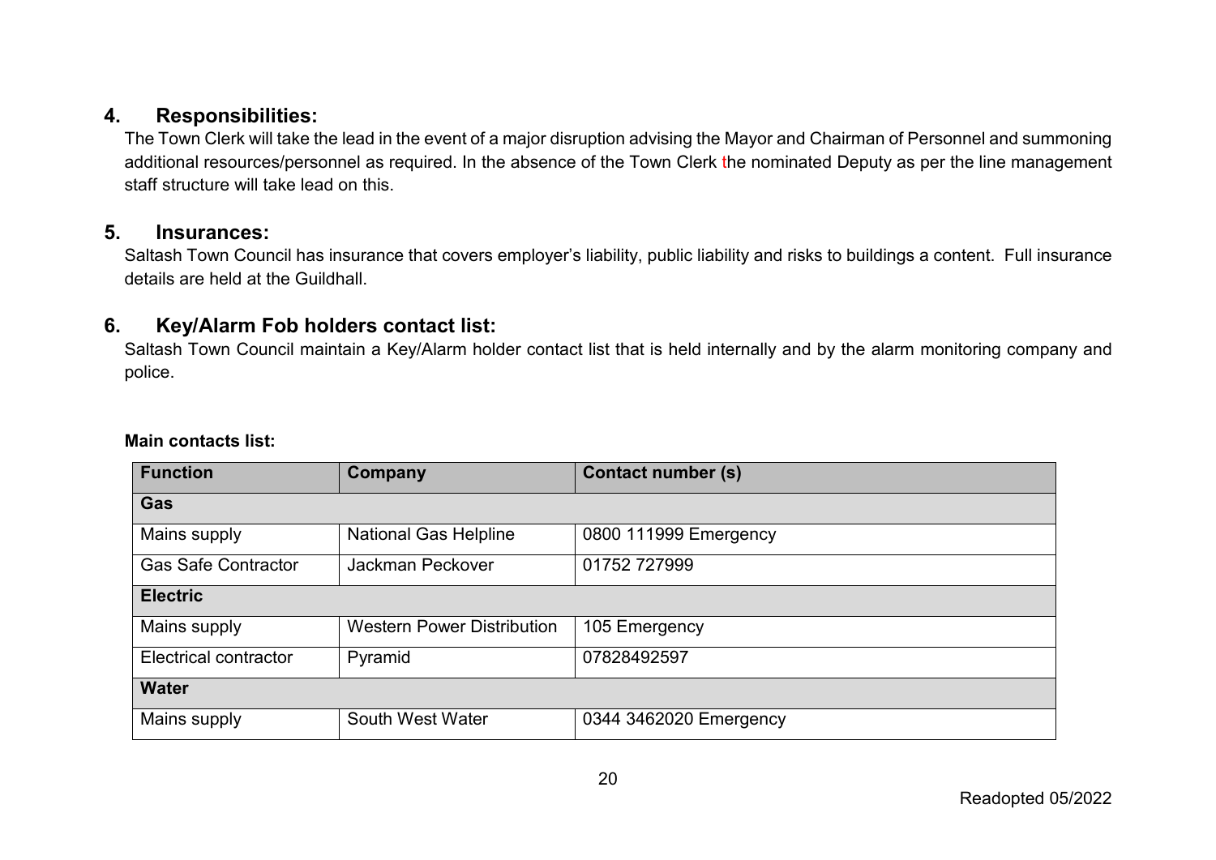## 4. Responsibilities:

The Town Clerk will take the lead in the event of a major disruption advising the Mayor and Chairman of Personnel and summoning additional resources/personnel as required. In the absence of the Town Clerk the nominated Deputy as per the line management staff structure will take lead on this.

## 5. Insurances:

Saltash Town Council has insurance that covers employer's liability, public liability and risks to buildings a content. Full insurance details are held at the Guildhall.

## 6. Key/Alarm Fob holders contact list:

Saltash Town Council maintain a Key/Alarm holder contact list that is held internally and by the alarm monitoring company and police.

**Main contacts list:**

| Function | Company | Contact number (s) |
|---|---|---|
| **Gas** | | |
| Mains supply | National Gas Helpline | 0800 111999 Emergency |
| Gas Safe Contractor | Jackman Peckover | 01752 727999 |
| **Electric** | | |
| Mains supply | Western Power Distribution | 105 Emergency |
| Electrical contractor | Pyramid | 07828492597 |
| **Water** | | |
| Mains supply | South West Water | 0344 3462020 Emergency |

Readopted 05/2022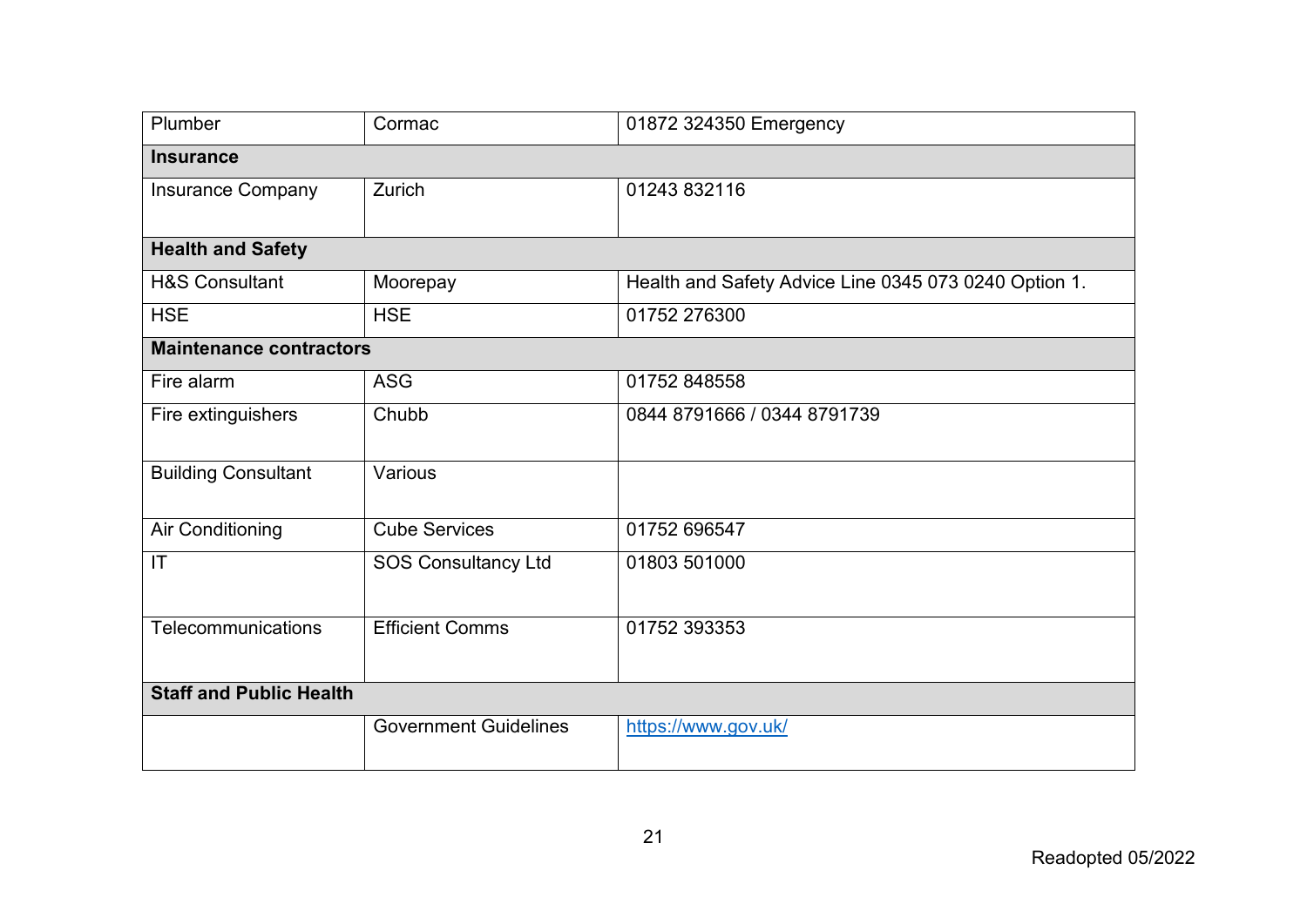| Plumber | Cormac | 01872 324350 Emergency |
|---|---|---|
| **Insurance** | | |
| Insurance Company | Zurich | 01243 832116 |
| **Health and Safety** | | |
| H&S Consultant | Moorepay | Health and Safety Advice Line 0345 073 0240 Option 1. |
| HSE | HSE | 01752 276300 |
| **Maintenance contractors** | | |
| Fire alarm | ASG | 01752 848558 |
| Fire extinguishers | Chubb | 0844 8791666 / 0344 8791739 |
| Building Consultant | Various | |
| Air Conditioning | Cube Services | 01752 696547 |
| IT | SOS Consultancy Ltd | 01803 501000 |
| Telecommunications | Efficient Comms | 01752 393353 |
| **Staff and Public Health** | | |
| | Government Guidelines | https://www.gov.uk/ |

Readopted 05/2022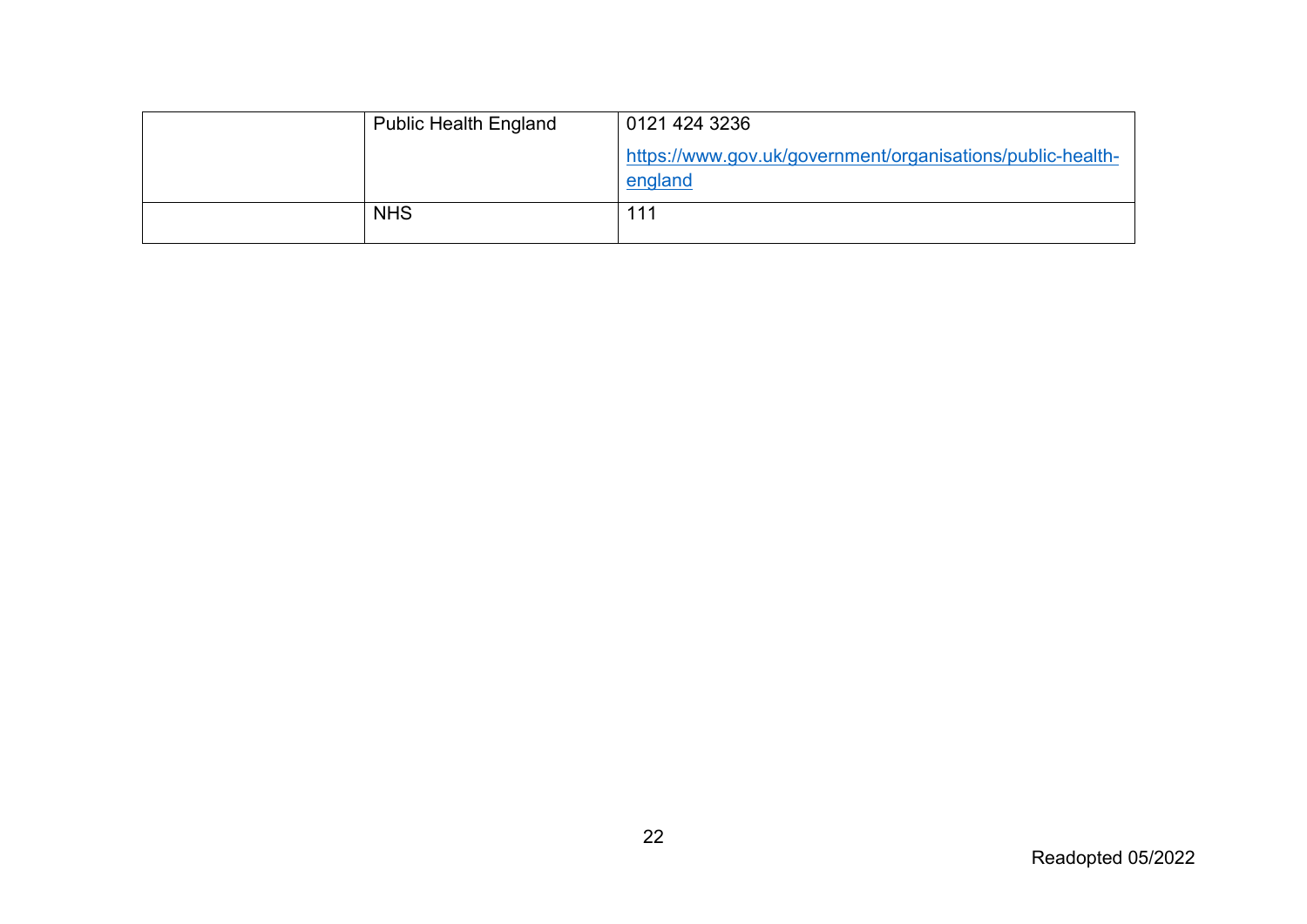| | | |
|---|---|---|
| | Public Health England | 0121 424 3236<br>https://www.gov.uk/government/organisations/public-health-england |
| | NHS | 111 |

Readopted 05/2022